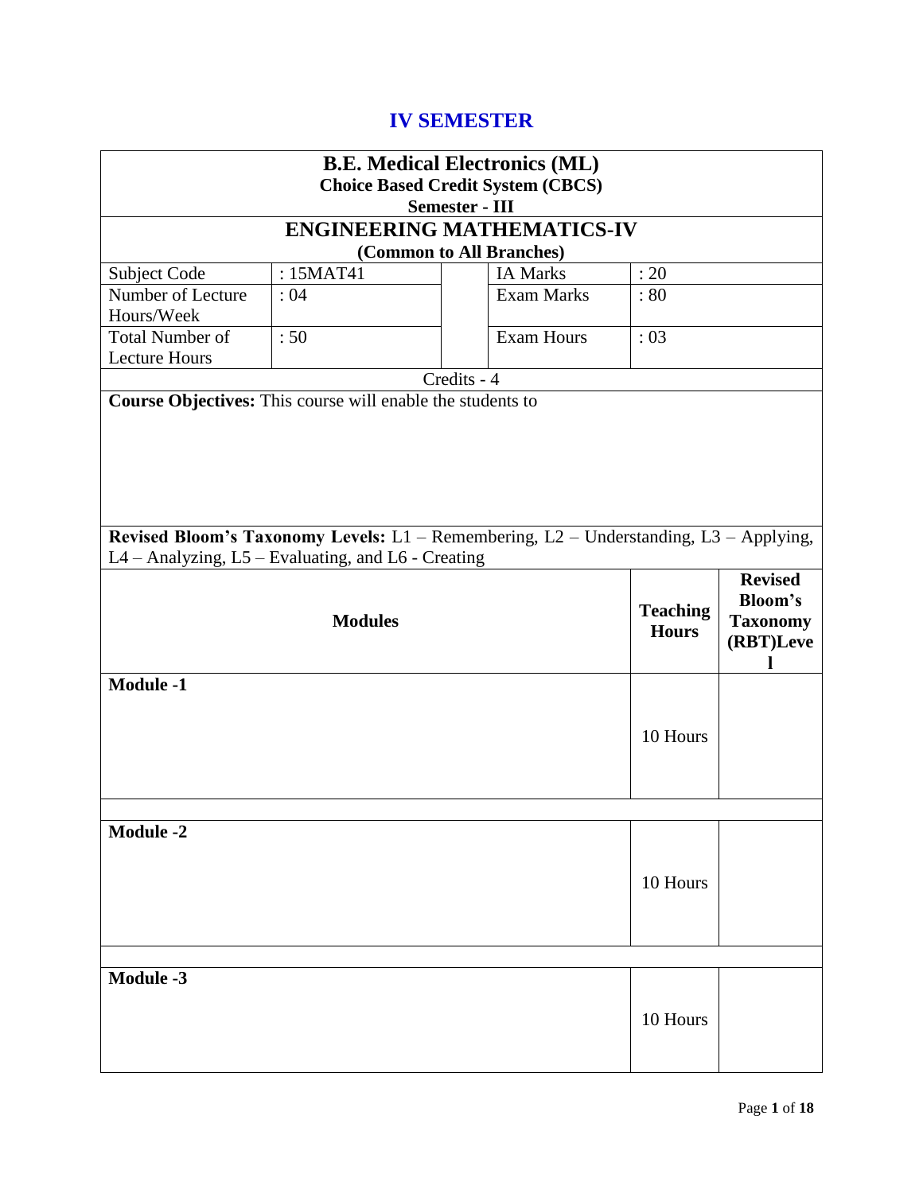# IV SEMESTER

| **B.E. Medical Electronics (ML)**<br>**Choice Based Credit System (CBCS)**<br>**Semester - III** | | | | |
|---|---|---|---|---|
| **ENGINEERING MATHEMATICS-IV**<br>**(Common to All Branches)** | | | | |
| Subject Code | : 15MAT41 | | IA Marks | : 20 |
| Number of Lecture Hours/Week | : 04 | | Exam Marks | : 80 |
| Total Number of Lecture Hours | : 50 | | Exam Hours | : 03 |
| Credits - 4 | | | | |

**Course Objectives:** This course will enable the students to

**Revised Bloom's Taxonomy Levels:** L1 – Remembering, L2 – Understanding, L3 – Applying, L4 – Analyzing, L5 – Evaluating, and L6 - Creating

| **Modules** | **Teaching Hours** | **Revised Bloom's Taxonomy (RBT)Level** |
|---|---|---|
| **Module -1** | 10 Hours | |
| | | |
| **Module -2** | 10 Hours | |
| | | |
| **Module -3** | 10 Hours | |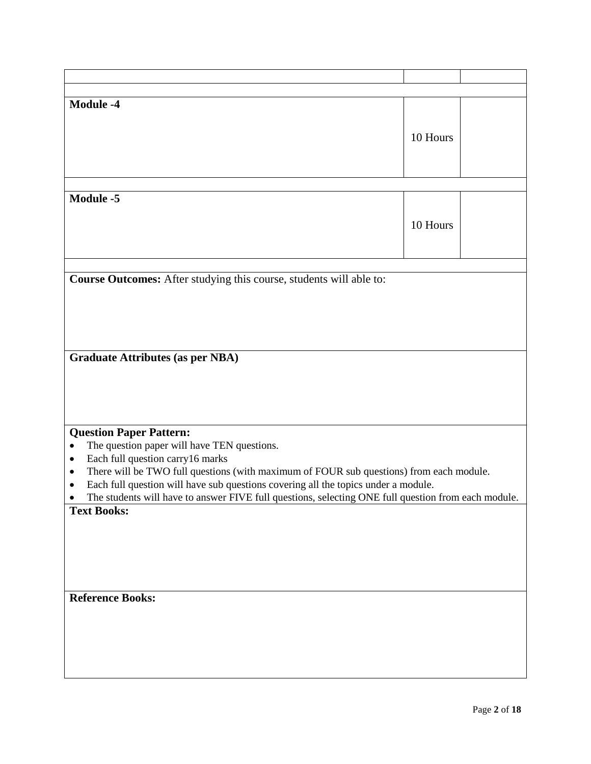| | | |
|---|---|---|
| | | |
| **Module -4** | 10 Hours | |
| | | |
| **Module -5** | 10 Hours | |
| | | |

**Course Outcomes:** After studying this course, students will able to:

**Graduate Attributes (as per NBA)**

**Question Paper Pattern:**

- The question paper will have TEN questions.
- Each full question carry16 marks
- There will be TWO full questions (with maximum of FOUR sub questions) from each module.
- Each full question will have sub questions covering all the topics under a module.
- The students will have to answer FIVE full questions, selecting ONE full question from each module.

**Text Books:**

**Reference Books:**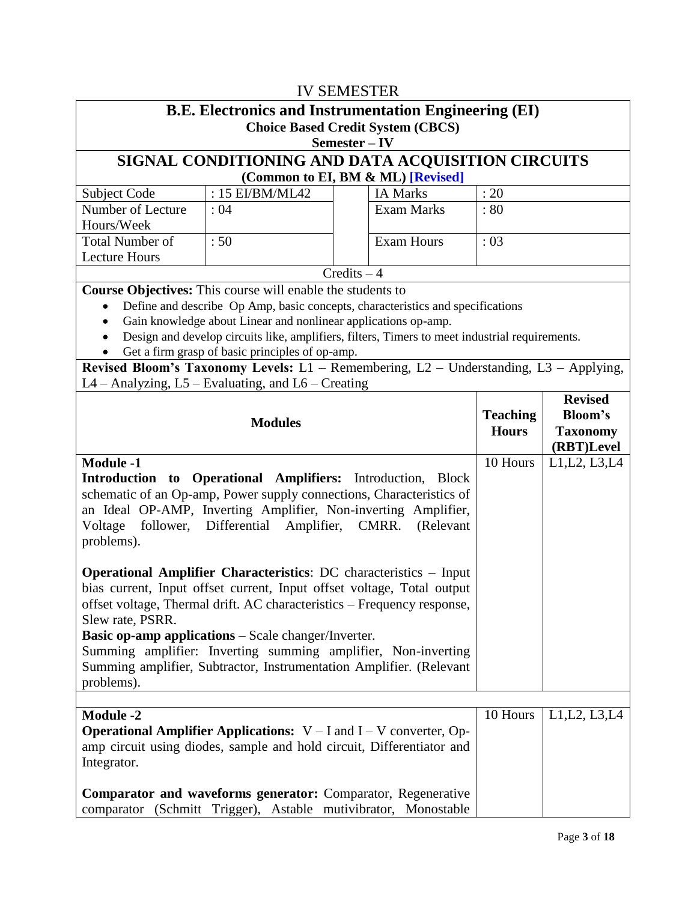# IV SEMESTER

## B.E. Electronics and Instrumentation Engineering (EI)

**Choice Based Credit System (CBCS)**

**Semester – IV**

## SIGNAL CONDITIONING AND DATA ACQUISITION CIRCUITS

**(Common to EI, BM & ML) [Revised]**

| Subject Code | : 15 EI/BM/ML42 | IA Marks | : 20 |
|---|---|---|---|
| Number of Lecture Hours/Week | : 04 | Exam Marks | : 80 |
| Total Number of Lecture Hours | : 50 | Exam Hours | : 03 |

Credits – 4

**Course Objectives:** This course will enable the students to

- Define and describe Op Amp, basic concepts, characteristics and specifications
- Gain knowledge about Linear and nonlinear applications op-amp.
- Design and develop circuits like, amplifiers, filters, Timers to meet industrial requirements.
- Get a firm grasp of basic principles of op-amp.

**Revised Bloom's Taxonomy Levels:** L1 – Remembering, L2 – Understanding, L3 – Applying, L4 – Analyzing, L5 – Evaluating, and L6 – Creating

| Modules | Teaching Hours | Revised Bloom's Taxonomy (RBT)Level |
|---|---|---|
| **Module -1**<br>**Introduction to Operational Amplifiers:** Introduction, Block schematic of an Op-amp, Power supply connections, Characteristics of an Ideal OP-AMP, Inverting Amplifier, Non-inverting Amplifier, Voltage follower, Differential Amplifier, CMRR. (Relevant problems).<br><br>**Operational Amplifier Characteristics**: DC characteristics – Input bias current, Input offset current, Input offset voltage, Total output offset voltage, Thermal drift. AC characteristics – Frequency response, Slew rate, PSRR.<br>**Basic op-amp applications** – Scale changer/Inverter.<br>Summing amplifier: Inverting summing amplifier, Non-inverting Summing amplifier, Subtractor, Instrumentation Amplifier. (Relevant problems). | 10 Hours | L1,L2, L3,L4 |
| **Module -2**<br>**Operational Amplifier Applications:** V – I and I – V converter, Op-amp circuit using diodes, sample and hold circuit, Differentiator and Integrator.<br><br>**Comparator and waveforms generator:** Comparator, Regenerative comparator (Schmitt Trigger), Astable mutivibrator, Monostable | 10 Hours | L1,L2, L3,L4 |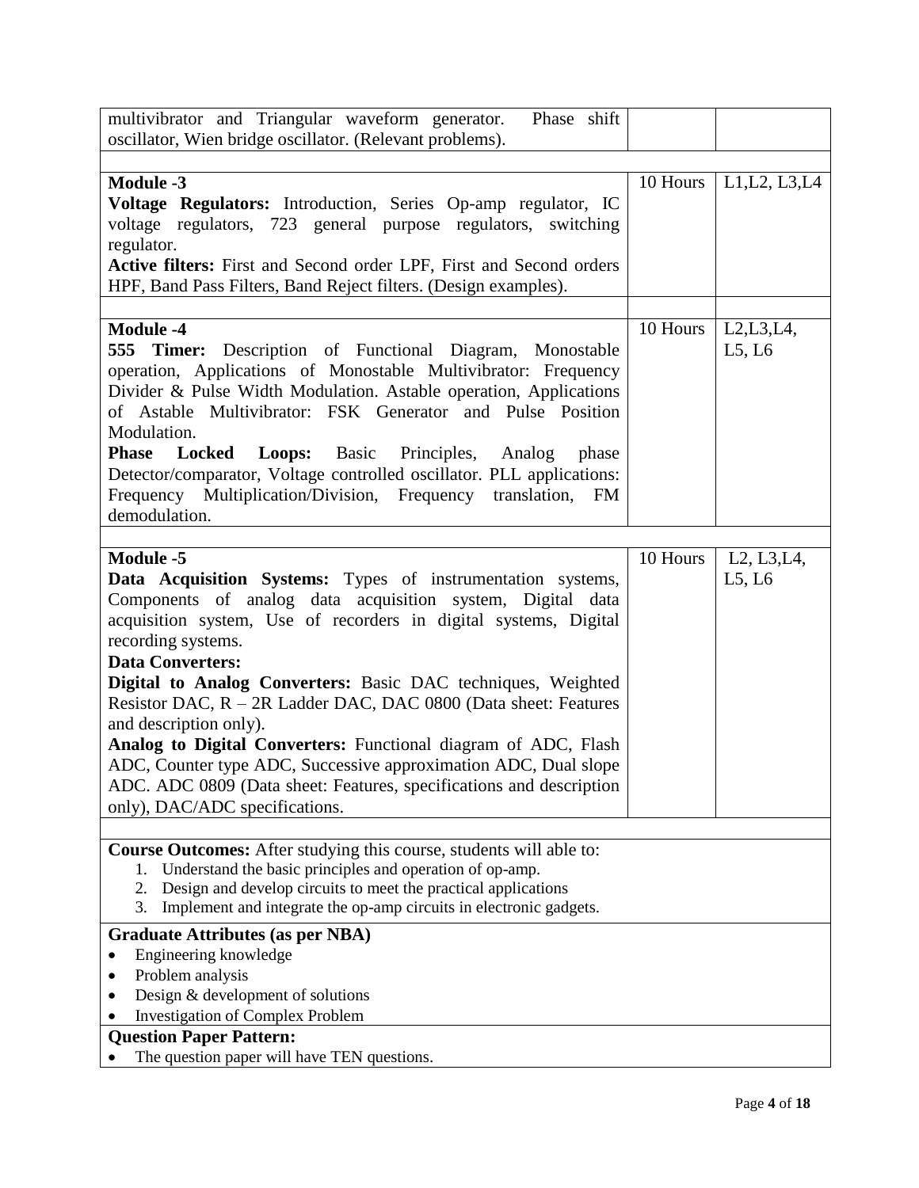| | | |
|---|---|---|
| multivibrator and Triangular waveform generator. Phase shift oscillator, Wien bridge oscillator. (Relevant problems). | | |
| | | |
| **Module -3**<br>**Voltage Regulators:** Introduction, Series Op-amp regulator, IC voltage regulators, 723 general purpose regulators, switching regulator.<br>**Active filters:** First and Second order LPF, First and Second orders HPF, Band Pass Filters, Band Reject filters. (Design examples). | 10 Hours | L1,L2, L3,L4 |
| | | |
| **Module -4**<br>**555 Timer:** Description of Functional Diagram, Monostable operation, Applications of Monostable Multivibrator: Frequency Divider & Pulse Width Modulation. Astable operation, Applications of Astable Multivibrator: FSK Generator and Pulse Position Modulation.<br>**Phase Locked Loops:** Basic Principles, Analog phase Detector/comparator, Voltage controlled oscillator. PLL applications: Frequency Multiplication/Division, Frequency translation, FM demodulation. | 10 Hours | L2,L3,L4, L5, L6 |
| | | |
| **Module -5**<br>**Data Acquisition Systems:** Types of instrumentation systems, Components of analog data acquisition system, Digital data acquisition system, Use of recorders in digital systems, Digital recording systems.<br>**Data Converters:**<br>**Digital to Analog Converters:** Basic DAC techniques, Weighted Resistor DAC, R – 2R Ladder DAC, DAC 0800 (Data sheet: Features and description only).<br>**Analog to Digital Converters:** Functional diagram of ADC, Flash ADC, Counter type ADC, Successive approximation ADC, Dual slope ADC. ADC 0809 (Data sheet: Features, specifications and description only), DAC/ADC specifications. | 10 Hours | L2, L3,L4, L5, L6 |

**Course Outcomes:** After studying this course, students will able to:

1. Understand the basic principles and operation of op-amp.
2. Design and develop circuits to meet the practical applications
3. Implement and integrate the op-amp circuits in electronic gadgets.

**Graduate Attributes (as per NBA)**

- Engineering knowledge
- Problem analysis
- Design & development of solutions
- Investigation of Complex Problem

**Question Paper Pattern:**

- The question paper will have TEN questions.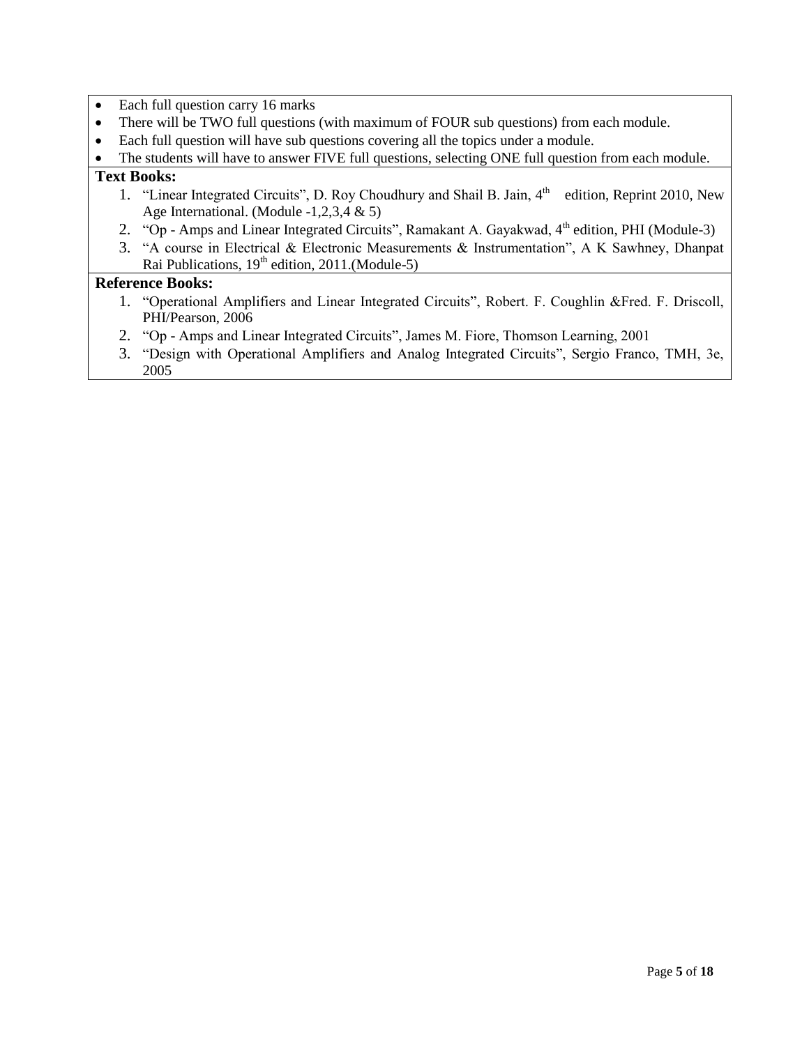- Each full question carry 16 marks
- There will be TWO full questions (with maximum of FOUR sub questions) from each module.
- Each full question will have sub questions covering all the topics under a module.
- The students will have to answer FIVE full questions, selecting ONE full question from each module.

**Text Books:**

1. "Linear Integrated Circuits", D. Roy Choudhury and Shail B. Jain, 4th edition, Reprint 2010, New Age International. (Module -1,2,3,4 & 5)
2. "Op - Amps and Linear Integrated Circuits", Ramakant A. Gayakwad, 4th edition, PHI (Module-3)
3. "A course in Electrical & Electronic Measurements & Instrumentation", A K Sawhney, Dhanpat Rai Publications, 19th edition, 2011.(Module-5)

**Reference Books:**

1. "Operational Amplifiers and Linear Integrated Circuits", Robert. F. Coughlin &Fred. F. Driscoll, PHI/Pearson, 2006
2. "Op - Amps and Linear Integrated Circuits", James M. Fiore, Thomson Learning, 2001
3. "Design with Operational Amplifiers and Analog Integrated Circuits", Sergio Franco, TMH, 3e, 2005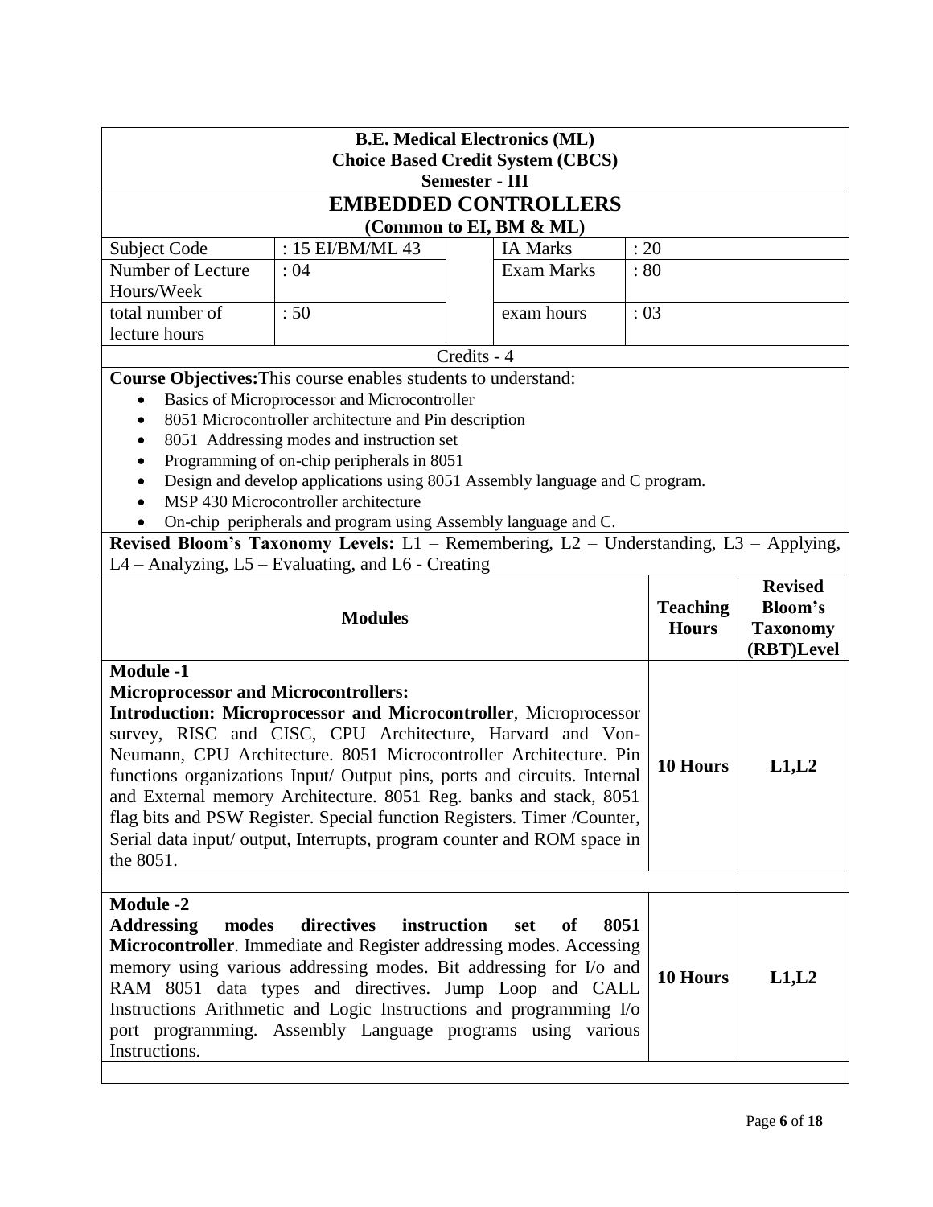**B.E. Medical Electronics (ML)**
**Choice Based Credit System (CBCS)**
**Semester - III**

# EMBEDDED CONTROLLERS

**(Common to EI, BM & ML)**

| Subject Code | : 15 EI/BM/ML 43 | | IA Marks | : 20 |
|---|---|---|---|---|
| Number of Lecture Hours/Week | : 04 | | Exam Marks | : 80 |
| total number of lecture hours | : 50 | | exam hours | : 03 |

Credits - 4

**Course Objectives:** This course enables students to understand:

- Basics of Microprocessor and Microcontroller
- 8051 Microcontroller architecture and Pin description
- 8051 Addressing modes and instruction set
- Programming of on-chip peripherals in 8051
- Design and develop applications using 8051 Assembly language and C program.
- MSP 430 Microcontroller architecture
- On-chip peripherals and program using Assembly language and C.

**Revised Bloom's Taxonomy Levels:** L1 – Remembering, L2 – Understanding, L3 – Applying, L4 – Analyzing, L5 – Evaluating, and L6 - Creating

| Modules | Teaching Hours | Revised Bloom's Taxonomy (RBT)Level |
|---|---|---|
| **Module -1**<br>**Microprocessor and Microcontrollers:**<br>**Introduction: Microprocessor and Microcontroller**, Microprocessor survey, RISC and CISC, CPU Architecture, Harvard and Von-Neumann, CPU Architecture. 8051 Microcontroller Architecture. Pin functions organizations Input/ Output pins, ports and circuits. Internal and External memory Architecture. 8051 Reg. banks and stack, 8051 flag bits and PSW Register. Special function Registers. Timer /Counter, Serial data input/ output, Interrupts, program counter and ROM space in the 8051. | **10 Hours** | **L1,L2** |
| **Module -2**<br>**Addressing modes directives instruction set of 8051 Microcontroller**. Immediate and Register addressing modes. Accessing memory using various addressing modes. Bit addressing for I/o and RAM 8051 data types and directives. Jump Loop and CALL Instructions Arithmetic and Logic Instructions and programming I/o port programming. Assembly Language programs using various Instructions. | **10 Hours** | **L1,L2** |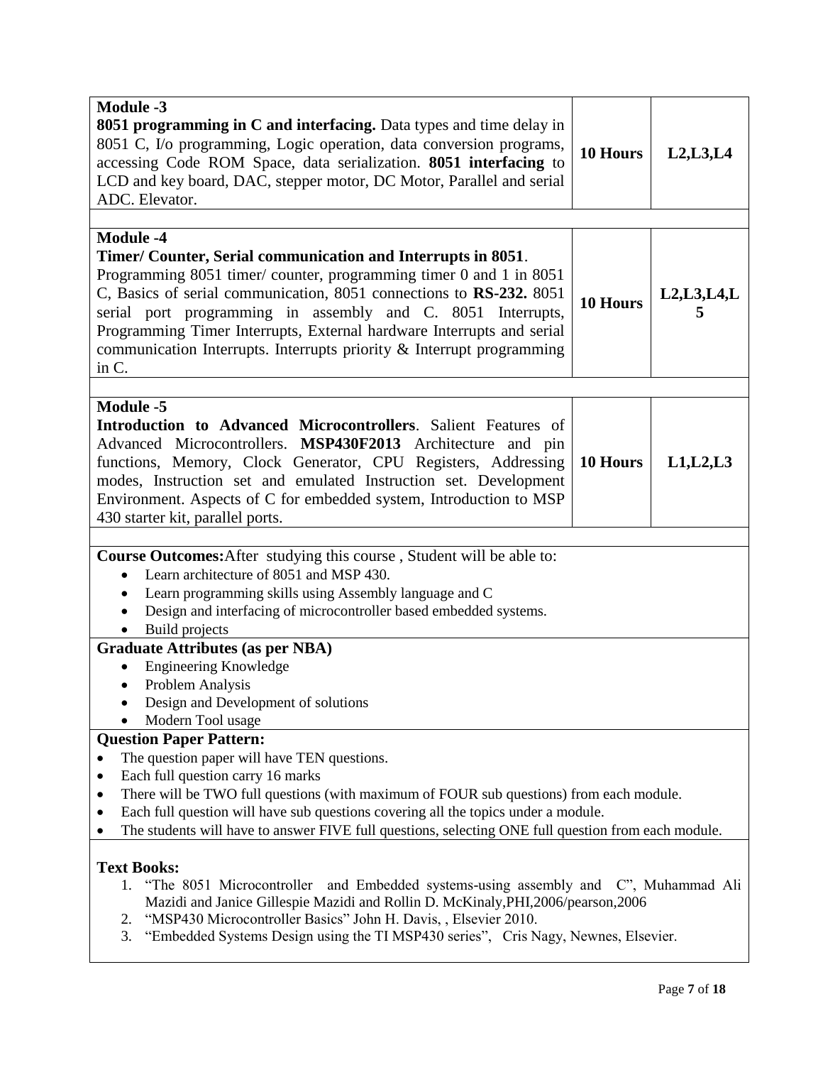| | | |
|---|---|---|
| **Module -3**<br>**8051 programming in C and interfacing.** Data types and time delay in 8051 C, I/o programming, Logic operation, data conversion programs, accessing Code ROM Space, data serialization. **8051 interfacing** to LCD and key board, DAC, stepper motor, DC Motor, Parallel and serial ADC. Elevator. | **10 Hours** | **L2,L3,L4** |
| **Module -4**<br>**Timer/ Counter, Serial communication and Interrupts in 8051**. Programming 8051 timer/ counter, programming timer 0 and 1 in 8051 C, Basics of serial communication, 8051 connections to **RS-232.** 8051 serial port programming in assembly and C. 8051 Interrupts, Programming Timer Interrupts, External hardware Interrupts and serial communication Interrupts. Interrupts priority & Interrupt programming in C. | **10 Hours** | **L2,L3,L4,L5** |
| **Module -5**<br>**Introduction to Advanced Microcontrollers**. Salient Features of Advanced Microcontrollers. **MSP430F2013** Architecture and pin functions, Memory, Clock Generator, CPU Registers, Addressing modes, Instruction set and emulated Instruction set. Development Environment. Aspects of C for embedded system, Introduction to MSP 430 starter kit, parallel ports. | **10 Hours** | **L1,L2,L3** |

**Course Outcomes:** After studying this course , Student will be able to:

- Learn architecture of 8051 and MSP 430.
- Learn programming skills using Assembly language and C
- Design and interfacing of microcontroller based embedded systems.
- Build projects

**Graduate Attributes (as per NBA)**

- Engineering Knowledge
- Problem Analysis
- Design and Development of solutions
- Modern Tool usage

**Question Paper Pattern:**

- The question paper will have TEN questions.
- Each full question carry 16 marks
- There will be TWO full questions (with maximum of FOUR sub questions) from each module.
- Each full question will have sub questions covering all the topics under a module.
- The students will have to answer FIVE full questions, selecting ONE full question from each module.

**Text Books:**

1. "The 8051 Microcontroller and Embedded systems-using assembly and C", Muhammad Ali Mazidi and Janice Gillespie Mazidi and Rollin D. McKinaly,PHI,2006/pearson,2006
2. "MSP430 Microcontroller Basics" John H. Davis, , Elsevier 2010.
3. "Embedded Systems Design using the TI MSP430 series", Cris Nagy, Newnes, Elsevier.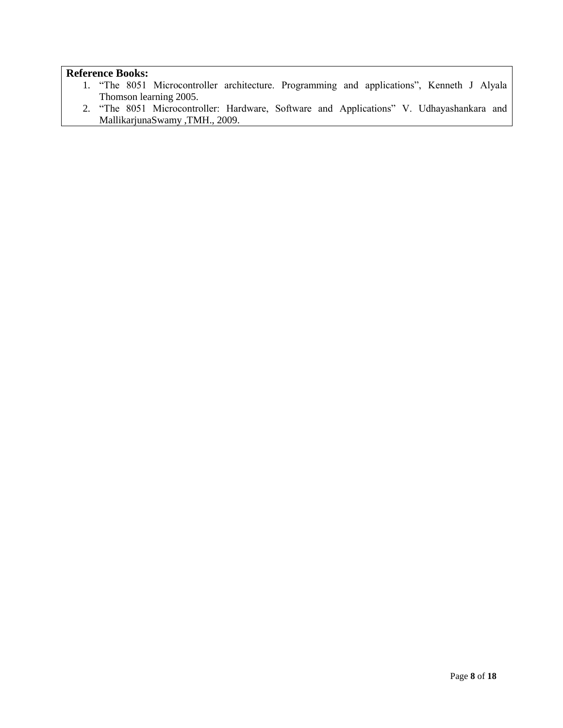**Reference Books:**

1. "The 8051 Microcontroller architecture. Programming and applications", Kenneth J Alyala Thomson learning 2005.
2. "The 8051 Microcontroller: Hardware, Software and Applications" V. Udhayashankara and MallikarjunaSwamy ,TMH., 2009.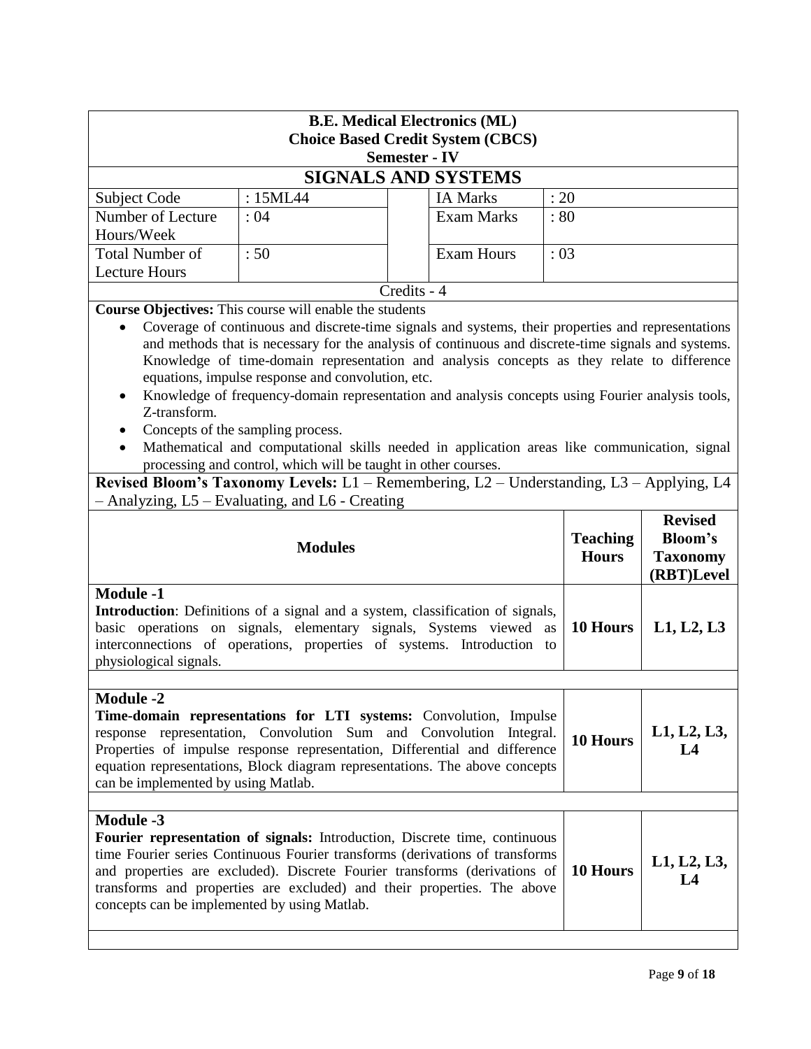**B.E. Medical Electronics (ML)**
**Choice Based Credit System (CBCS)**
**Semester - IV**

# SIGNALS AND SYSTEMS

| Subject Code | : 15ML44 | IA Marks | : 20 |
|---|---|---|---|
| Number of Lecture Hours/Week | : 04 | Exam Marks | : 80 |
| Total Number of Lecture Hours | : 50 | Exam Hours | : 03 |

Credits - 4

**Course Objectives:** This course will enable the students

- Coverage of continuous and discrete-time signals and systems, their properties and representations and methods that is necessary for the analysis of continuous and discrete-time signals and systems. Knowledge of time-domain representation and analysis concepts as they relate to difference equations, impulse response and convolution, etc.
- Knowledge of frequency-domain representation and analysis concepts using Fourier analysis tools, Z-transform.
- Concepts of the sampling process.
- Mathematical and computational skills needed in application areas like communication, signal processing and control, which will be taught in other courses.

**Revised Bloom's Taxonomy Levels:** L1 – Remembering, L2 – Understanding, L3 – Applying, L4 – Analyzing, L5 – Evaluating, and L6 - Creating

| Modules | Teaching Hours | Revised Bloom's Taxonomy (RBT)Level |
|---|---|---|
| **Module -1**<br>**Introduction**: Definitions of a signal and a system, classification of signals, basic operations on signals, elementary signals, Systems viewed as interconnections of operations, properties of systems. Introduction to physiological signals. | **10 Hours** | **L1, L2, L3** |
| **Module -2**<br>**Time-domain representations for LTI systems:** Convolution, Impulse response representation, Convolution Sum and Convolution Integral. Properties of impulse response representation, Differential and difference equation representations, Block diagram representations. The above concepts can be implemented by using Matlab. | **10 Hours** | **L1, L2, L3, L4** |
| **Module -3**<br>**Fourier representation of signals:** Introduction, Discrete time, continuous time Fourier series Continuous Fourier transforms (derivations of transforms and properties are excluded). Discrete Fourier transforms (derivations of transforms and properties are excluded) and their properties. The above concepts can be implemented by using Matlab. | **10 Hours** | **L1, L2, L3, L4** |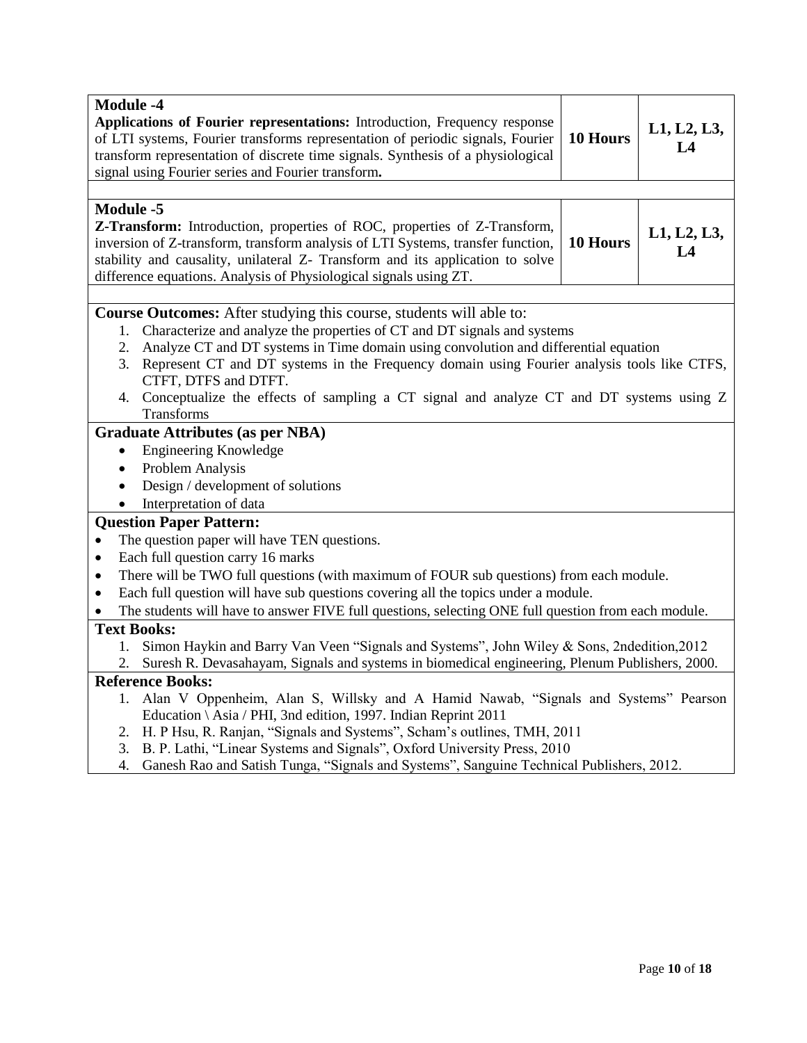| Module -4 **Applications of Fourier representations:** Introduction, Frequency response of LTI systems, Fourier transforms representation of periodic signals, Fourier transform representation of discrete time signals. Synthesis of a physiological signal using Fourier series and Fourier transform**.** | **10 Hours** | **L1, L2, L3, L4** |
|---|---|---|
| **Module -5** **Z-Transform:** Introduction, properties of ROC, properties of Z-Transform, inversion of Z-transform, transform analysis of LTI Systems, transfer function, stability and causality, unilateral Z- Transform and its application to solve difference equations. Analysis of Physiological signals using ZT. | **10 Hours** | **L1, L2, L3, L4** |

**Course Outcomes:** After studying this course, students will able to:

1. Characterize and analyze the properties of CT and DT signals and systems
2. Analyze CT and DT systems in Time domain using convolution and differential equation
3. Represent CT and DT systems in the Frequency domain using Fourier analysis tools like CTFS, CTFT, DTFS and DTFT.
4. Conceptualize the effects of sampling a CT signal and analyze CT and DT systems using Z Transforms

**Graduate Attributes (as per NBA)**

- Engineering Knowledge
- Problem Analysis
- Design / development of solutions
- Interpretation of data

**Question Paper Pattern:**

- The question paper will have TEN questions.
- Each full question carry 16 marks
- There will be TWO full questions (with maximum of FOUR sub questions) from each module.
- Each full question will have sub questions covering all the topics under a module.
- The students will have to answer FIVE full questions, selecting ONE full question from each module.

**Text Books:**

1. Simon Haykin and Barry Van Veen "Signals and Systems", John Wiley & Sons, 2ndedition,2012
2. Suresh R. Devasahayam, Signals and systems in biomedical engineering, Plenum Publishers, 2000.

**Reference Books:**

1. Alan V Oppenheim, Alan S, Willsky and A Hamid Nawab, "Signals and Systems" Pearson Education \ Asia / PHI, 3nd edition, 1997. Indian Reprint 2011
2. H. P Hsu, R. Ranjan, "Signals and Systems", Scham's outlines, TMH, 2011
3. B. P. Lathi, "Linear Systems and Signals", Oxford University Press, 2010
4. Ganesh Rao and Satish Tunga, "Signals and Systems", Sanguine Technical Publishers, 2012.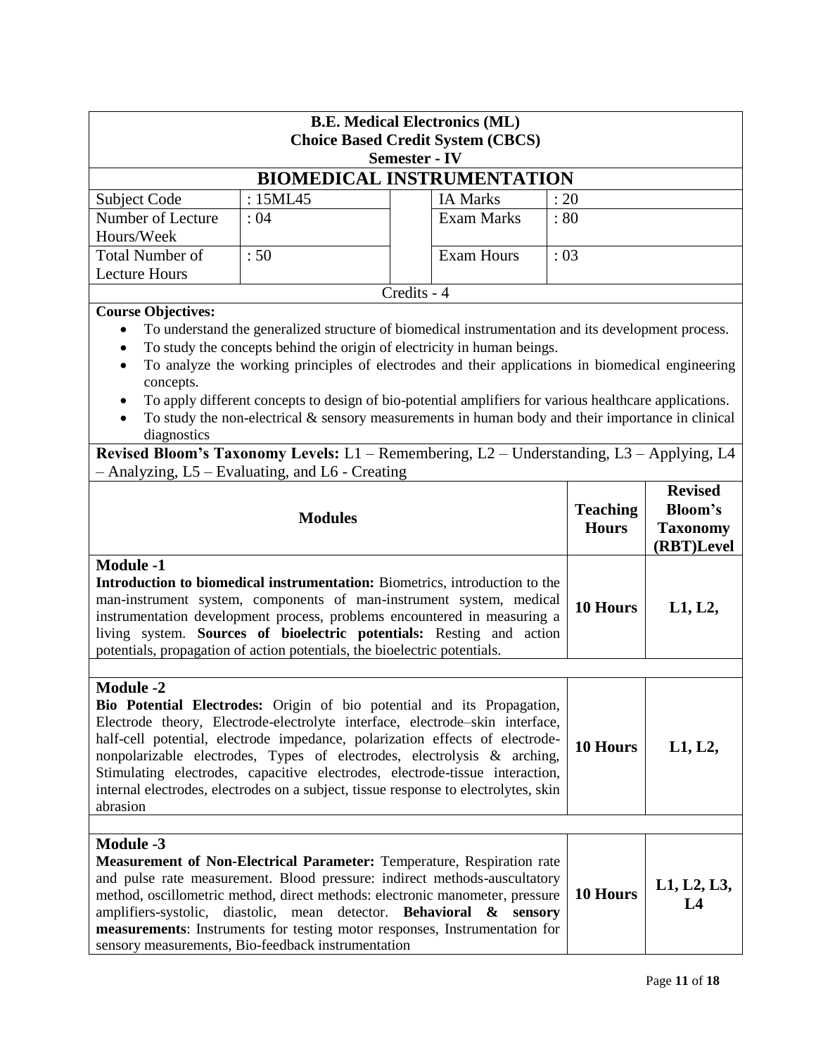**B.E. Medical Electronics (ML)**
**Choice Based Credit System (CBCS)**
**Semester - IV**

# BIOMEDICAL INSTRUMENTATION

| Subject Code | : 15ML45 | | IA Marks | : 20 |
|---|---|---|---|---|
| Number of Lecture Hours/Week | : 04 | | Exam Marks | : 80 |
| Total Number of Lecture Hours | : 50 | | Exam Hours | : 03 |

Credits - 4

**Course Objectives:**

- To understand the generalized structure of biomedical instrumentation and its development process.
- To study the concepts behind the origin of electricity in human beings.
- To analyze the working principles of electrodes and their applications in biomedical engineering concepts.
- To apply different concepts to design of bio-potential amplifiers for various healthcare applications.
- To study the non-electrical & sensory measurements in human body and their importance in clinical diagnostics

**Revised Bloom's Taxonomy Levels:** L1 – Remembering, L2 – Understanding, L3 – Applying, L4 – Analyzing, L5 – Evaluating, and L6 - Creating

| Modules | Teaching Hours | Revised Bloom's Taxonomy (RBT)Level |
|---|---|---|
| **Module -1**<br>**Introduction to biomedical instrumentation:** Biometrics, introduction to the man-instrument system, components of man-instrument system, medical instrumentation development process, problems encountered in measuring a living system. **Sources of bioelectric potentials:** Resting and action potentials, propagation of action potentials, the bioelectric potentials. | **10 Hours** | **L1, L2,** |
| **Module -2**<br>**Bio Potential Electrodes:** Origin of bio potential and its Propagation, Electrode theory, Electrode-electrolyte interface, electrode–skin interface, half-cell potential, electrode impedance, polarization effects of electrode-nonpolarizable electrodes, Types of electrodes, electrolysis & arching, Stimulating electrodes, capacitive electrodes, electrode-tissue interaction, internal electrodes, electrodes on a subject, tissue response to electrolytes, skin abrasion | **10 Hours** | **L1, L2,** |
| **Module -3**<br>**Measurement of Non-Electrical Parameter:** Temperature, Respiration rate and pulse rate measurement. Blood pressure: indirect methods-auscultatory method, oscillometric method, direct methods: electronic manometer, pressure amplifiers-systolic, diastolic, mean detector. **Behavioral & sensory measurements**: Instruments for testing motor responses, Instrumentation for sensory measurements, Bio-feedback instrumentation | **10 Hours** | **L1, L2, L3, L4** |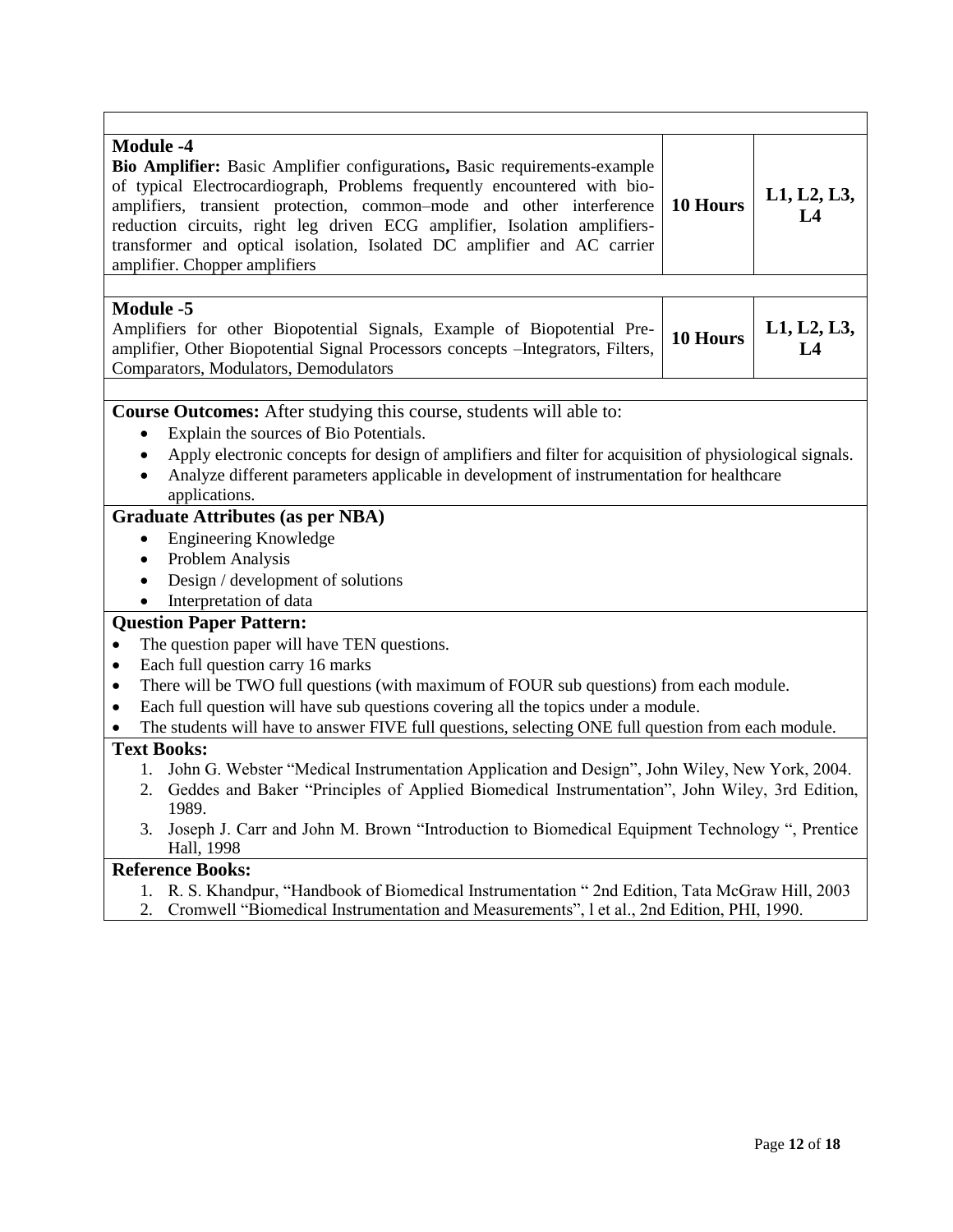| | | |
|---|---|---|
| **Module -4**<br>**Bio Amplifier:** Basic Amplifier configurations**,** Basic requirements-example of typical Electrocardiograph, Problems frequently encountered with bio-amplifiers, transient protection, common–mode and other interference reduction circuits, right leg driven ECG amplifier, Isolation amplifiers-transformer and optical isolation, Isolated DC amplifier and AC carrier amplifier. Chopper amplifiers | **10 Hours** | **L1, L2, L3, L4** |
| **Module -5**<br>Amplifiers for other Biopotential Signals, Example of Biopotential Pre-amplifier, Other Biopotential Signal Processors concepts –Integrators, Filters, Comparators, Modulators, Demodulators | **10 Hours** | **L1, L2, L3, L4** |

**Course Outcomes:** After studying this course, students will able to:

- Explain the sources of Bio Potentials.
- Apply electronic concepts for design of amplifiers and filter for acquisition of physiological signals.
- Analyze different parameters applicable in development of instrumentation for healthcare applications.

**Graduate Attributes (as per NBA)**

- Engineering Knowledge
- Problem Analysis
- Design / development of solutions
- Interpretation of data

**Question Paper Pattern:**

- The question paper will have TEN questions.
- Each full question carry 16 marks
- There will be TWO full questions (with maximum of FOUR sub questions) from each module.
- Each full question will have sub questions covering all the topics under a module.
- The students will have to answer FIVE full questions, selecting ONE full question from each module.

**Text Books:**

1. John G. Webster "Medical Instrumentation Application and Design", John Wiley, New York, 2004.
2. Geddes and Baker "Principles of Applied Biomedical Instrumentation", John Wiley, 3rd Edition, 1989.
3. Joseph J. Carr and John M. Brown "Introduction to Biomedical Equipment Technology ", Prentice Hall, 1998

**Reference Books:**

1. R. S. Khandpur, "Handbook of Biomedical Instrumentation " 2nd Edition, Tata McGraw Hill, 2003
2. Cromwell "Biomedical Instrumentation and Measurements", l et al., 2nd Edition, PHI, 1990.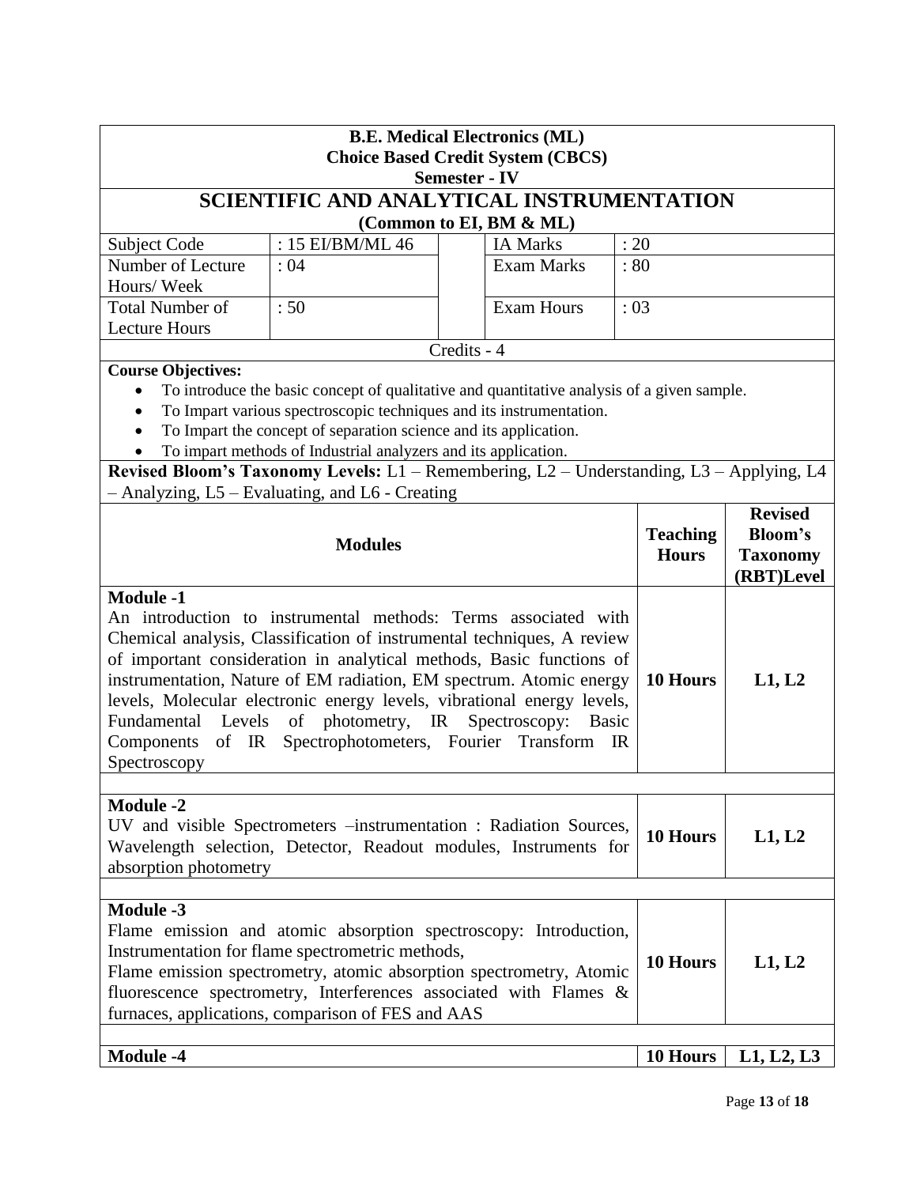**B.E. Medical Electronics (ML)**
**Choice Based Credit System (CBCS)**
**Semester - IV**

# SCIENTIFIC AND ANALYTICAL INSTRUMENTATION

**(Common to EI, BM & ML)**

| Subject Code | : 15 EI/BM/ML 46 | IA Marks | : 20 |
|---|---|---|---|
| Number of Lecture Hours/ Week | : 04 | Exam Marks | : 80 |
| Total Number of Lecture Hours | : 50 | Exam Hours | : 03 |

Credits - 4

**Course Objectives:**

- To introduce the basic concept of qualitative and quantitative analysis of a given sample.
- To Impart various spectroscopic techniques and its instrumentation.
- To Impart the concept of separation science and its application.
- To impart methods of Industrial analyzers and its application.

**Revised Bloom's Taxonomy Levels:** L1 – Remembering, L2 – Understanding, L3 – Applying, L4 – Analyzing, L5 – Evaluating, and L6 - Creating

| Modules | Teaching Hours | Revised Bloom's Taxonomy (RBT)Level |
|---|---|---|
| **Module -1**<br>An introduction to instrumental methods: Terms associated with Chemical analysis, Classification of instrumental techniques, A review of important consideration in analytical methods, Basic functions of instrumentation, Nature of EM radiation, EM spectrum. Atomic energy levels, Molecular electronic energy levels, vibrational energy levels, Fundamental Levels of photometry, IR Spectroscopy: Basic Components of IR Spectrophotometers, Fourier Transform IR Spectroscopy | **10 Hours** | **L1, L2** |
| **Module -2**<br>UV and visible Spectrometers –instrumentation : Radiation Sources, Wavelength selection, Detector, Readout modules, Instruments for absorption photometry | **10 Hours** | **L1, L2** |
| **Module -3**<br>Flame emission and atomic absorption spectroscopy: Introduction, Instrumentation for flame spectrometric methods,<br>Flame emission spectrometry, atomic absorption spectrometry, Atomic fluorescence spectrometry, Interferences associated with Flames & furnaces, applications, comparison of FES and AAS | **10 Hours** | **L1, L2** |
| **Module -4** | **10 Hours** | **L1, L2, L3** |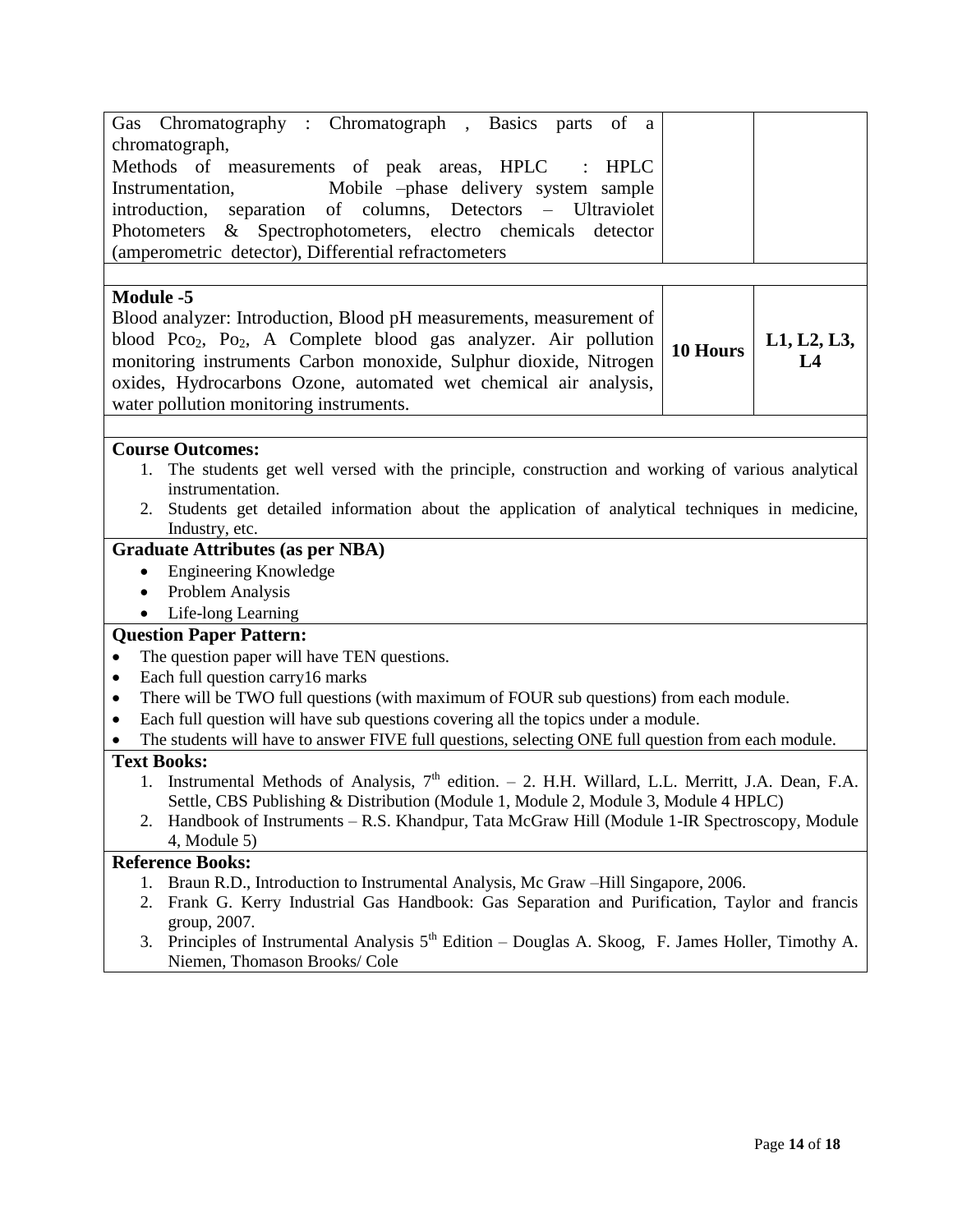| | | |
|---|---|---|
| Gas Chromatography : Chromatograph , Basics parts of a chromatograph,<br>Methods of measurements of peak areas, HPLC : HPLC Instrumentation, Mobile –phase delivery system sample introduction, separation of columns, Detectors – Ultraviolet Photometers & Spectrophotometers, electro chemicals detector (amperometric detector), Differential refractometers | | |
| **Module -5**<br>Blood analyzer: Introduction, Blood pH measurements, measurement of blood $Pco_2$, $Po_2$, A Complete blood gas analyzer. Air pollution monitoring instruments Carbon monoxide, Sulphur dioxide, Nitrogen oxides, Hydrocarbons Ozone, automated wet chemical air analysis, water pollution monitoring instruments. | **10 Hours** | **L1, L2, L3, L4** |

**Course Outcomes:**

1. The students get well versed with the principle, construction and working of various analytical instrumentation.
2. Students get detailed information about the application of analytical techniques in medicine, Industry, etc.

**Graduate Attributes (as per NBA)**

- Engineering Knowledge
- Problem Analysis
- Life-long Learning

**Question Paper Pattern:**

- The question paper will have TEN questions.
- Each full question carry16 marks
- There will be TWO full questions (with maximum of FOUR sub questions) from each module.
- Each full question will have sub questions covering all the topics under a module.
- The students will have to answer FIVE full questions, selecting ONE full question from each module.

**Text Books:**

1. Instrumental Methods of Analysis, 7th edition. – 2. H.H. Willard, L.L. Merritt, J.A. Dean, F.A. Settle, CBS Publishing & Distribution (Module 1, Module 2, Module 3, Module 4 HPLC)
2. Handbook of Instruments – R.S. Khandpur, Tata McGraw Hill (Module 1-IR Spectroscopy, Module 4, Module 5)

**Reference Books:**

1. Braun R.D., Introduction to Instrumental Analysis, Mc Graw –Hill Singapore, 2006.
2. Frank G. Kerry Industrial Gas Handbook: Gas Separation and Purification, Taylor and francis group, 2007.
3. Principles of Instrumental Analysis 5th Edition – Douglas A. Skoog, F. James Holler, Timothy A. Niemen, Thomason Brooks/ Cole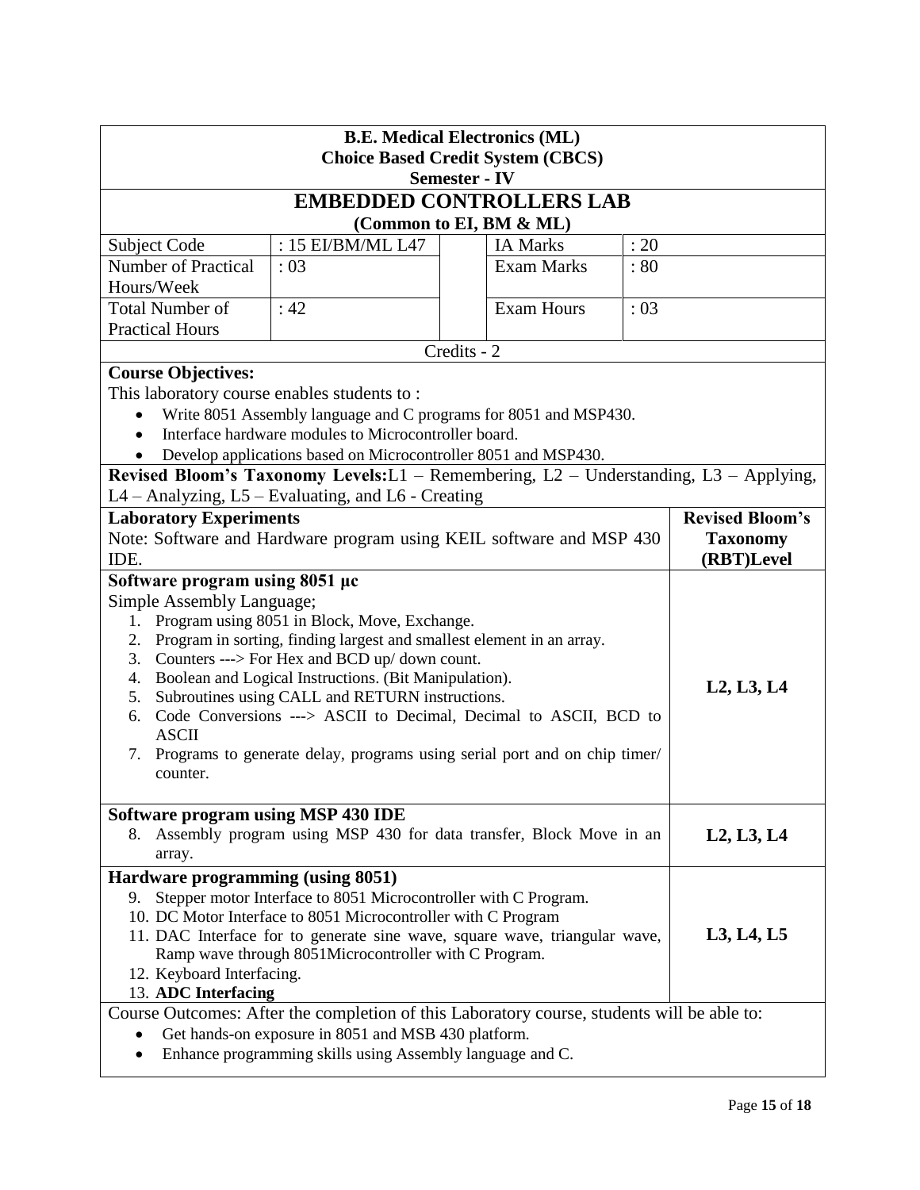**B.E. Medical Electronics (ML)**
**Choice Based Credit System (CBCS)**
**Semester - IV**

# EMBEDDED CONTROLLERS LAB

**(Common to EI, BM & ML)**

| Subject Code | : 15 EI/BM/ML L47 | | IA Marks | : 20 |
|---|---|---|---|---|
| Number of Practical Hours/Week | : 03 | | Exam Marks | : 80 |
| Total Number of Practical Hours | : 42 | | Exam Hours | : 03 |

Credits - 2

**Course Objectives:**

This laboratory course enables students to :

- Write 8051 Assembly language and C programs for 8051 and MSP430.
- Interface hardware modules to Microcontroller board.
- Develop applications based on Microcontroller 8051 and MSP430.

**Revised Bloom's Taxonomy Levels:** L1 – Remembering, L2 – Understanding, L3 – Applying, L4 – Analyzing, L5 – Evaluating, and L6 - Creating

| **Laboratory Experiments**<br>Note: Software and Hardware program using KEIL software and MSP 430 IDE. | **Revised Bloom's Taxonomy (RBT)Level** |
|---|---|
| **Software program using 8051 µc**<br>Simple Assembly Language;<br>1. Program using 8051 in Block, Move, Exchange.<br>2. Program in sorting, finding largest and smallest element in an array.<br>3. Counters ---> For Hex and BCD up/ down count.<br>4. Boolean and Logical Instructions. (Bit Manipulation).<br>5. Subroutines using CALL and RETURN instructions.<br>6. Code Conversions ---> ASCII to Decimal, Decimal to ASCII, BCD to ASCII<br>7. Programs to generate delay, programs using serial port and on chip timer/ counter. | **L2, L3, L4** |
| **Software program using MSP 430 IDE**<br>8. Assembly program using MSP 430 for data transfer, Block Move in an array. | **L2, L3, L4** |
| **Hardware programming (using 8051)**<br>9. Stepper motor Interface to 8051 Microcontroller with C Program.<br>10. DC Motor Interface to 8051 Microcontroller with C Program<br>11. DAC Interface for to generate sine wave, square wave, triangular wave, Ramp wave through 8051Microcontroller with C Program.<br>12. Keyboard Interfacing.<br>13. **ADC Interfacing** | **L3, L4, L5** |

Course Outcomes: After the completion of this Laboratory course, students will be able to:

- Get hands-on exposure in 8051 and MSB 430 platform.
- Enhance programming skills using Assembly language and C.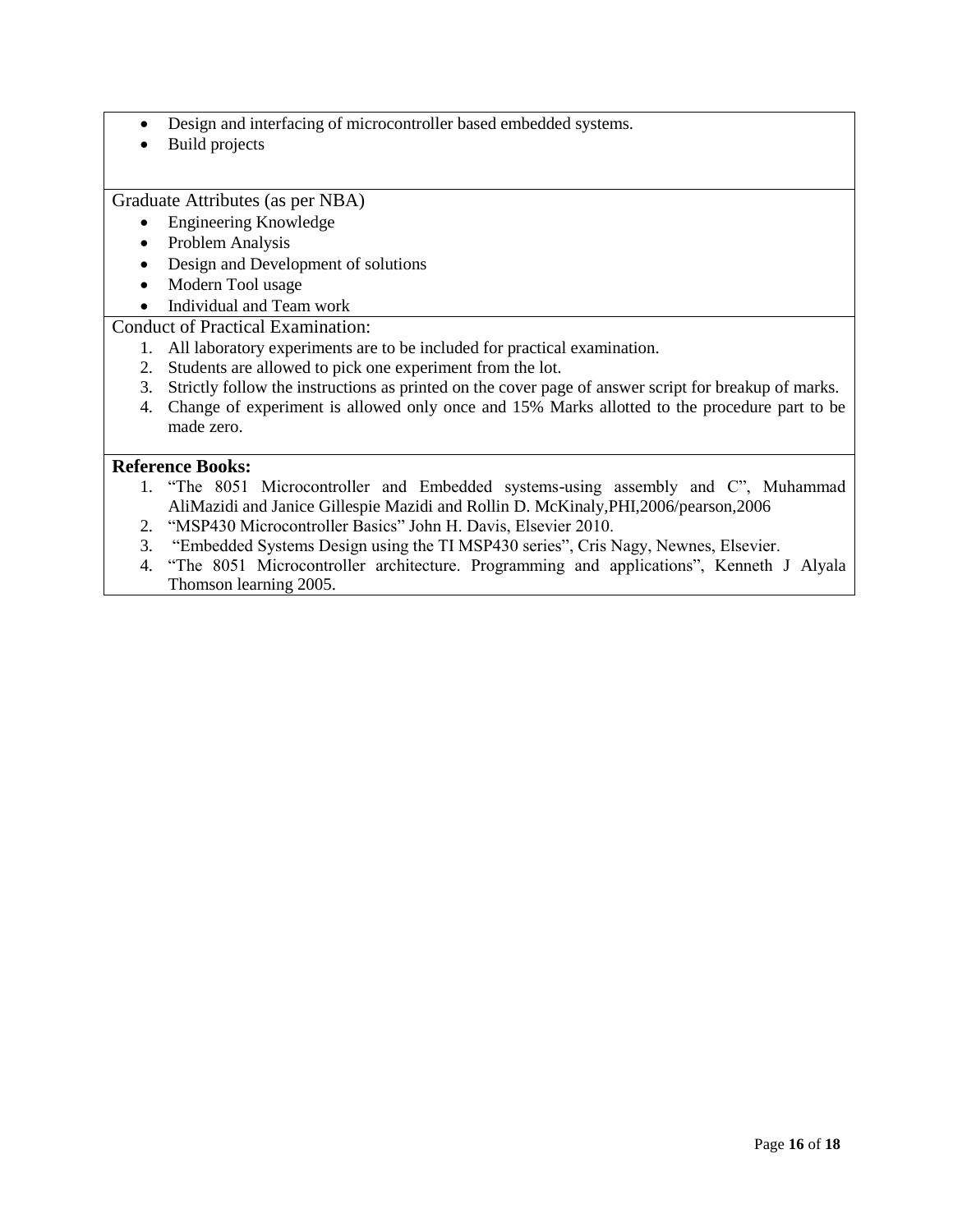- Design and interfacing of microcontroller based embedded systems.
- Build projects

Graduate Attributes (as per NBA)

- Engineering Knowledge
- Problem Analysis
- Design and Development of solutions
- Modern Tool usage
- Individual and Team work

Conduct of Practical Examination:

1. All laboratory experiments are to be included for practical examination.
2. Students are allowed to pick one experiment from the lot.
3. Strictly follow the instructions as printed on the cover page of answer script for breakup of marks.
4. Change of experiment is allowed only once and 15% Marks allotted to the procedure part to be made zero.

**Reference Books:**

1. "The 8051 Microcontroller and Embedded systems-using assembly and C", Muhammad AliMazidi and Janice Gillespie Mazidi and Rollin D. McKinaly,PHI,2006/pearson,2006
2. "MSP430 Microcontroller Basics" John H. Davis, Elsevier 2010.
3. "Embedded Systems Design using the TI MSP430 series", Cris Nagy, Newnes, Elsevier.
4. "The 8051 Microcontroller architecture. Programming and applications", Kenneth J Alyala Thomson learning 2005.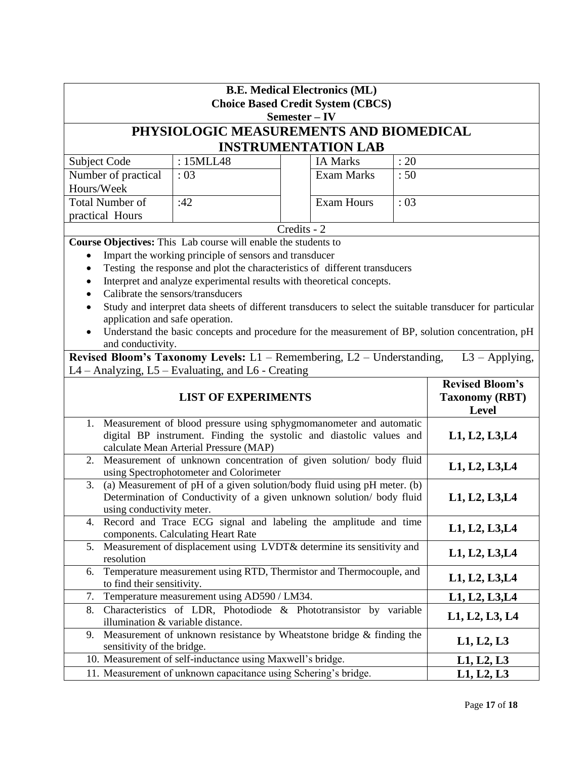**B.E. Medical Electronics (ML)**
**Choice Based Credit System (CBCS)**
**Semester – IV**

# PHYSIOLOGIC MEASUREMENTS AND BIOMEDICAL INSTRUMENTATION LAB

| | | | | |
|---|---|---|---|---|
| Subject Code | : 15MLL48 | | IA Marks | : 20 |
| Number of practical Hours/Week | : 03 | | Exam Marks | : 50 |
| Total Number of practical Hours | :42 | | Exam Hours | : 03 |

Credits - 2

**Course Objectives:** This Lab course will enable the students to

- Impart the working principle of sensors and transducer
- Testing the response and plot the characteristics of different transducers
- Interpret and analyze experimental results with theoretical concepts.
- Calibrate the sensors/transducers
- Study and interpret data sheets of different transducers to select the suitable transducer for particular application and safe operation.
- Understand the basic concepts and procedure for the measurement of BP, solution concentration, pH and conductivity.

**Revised Bloom's Taxonomy Levels:** L1 – Remembering, L2 – Understanding, L3 – Applying, L4 – Analyzing, L5 – Evaluating, and L6 - Creating

| LIST OF EXPERIMENTS | Revised Bloom's Taxonomy (RBT) Level |
|---|---|
| 1. Measurement of blood pressure using sphygmomanometer and automatic digital BP instrument. Finding the systolic and diastolic values and calculate Mean Arterial Pressure (MAP) | **L1, L2, L3,L4** |
| 2. Measurement of unknown concentration of given solution/ body fluid using Spectrophotometer and Colorimeter | **L1, L2, L3,L4** |
| 3. (a) Measurement of pH of a given solution/body fluid using pH meter. (b) Determination of Conductivity of a given unknown solution/ body fluid using conductivity meter. | **L1, L2, L3,L4** |
| 4. Record and Trace ECG signal and labeling the amplitude and time components. Calculating Heart Rate | **L1, L2, L3,L4** |
| 5. Measurement of displacement using LVDT& determine its sensitivity and resolution | **L1, L2, L3,L4** |
| 6. Temperature measurement using RTD, Thermistor and Thermocouple, and to find their sensitivity. | **L1, L2, L3,L4** |
| 7. Temperature measurement using AD590 / LM34. | **L1, L2, L3,L4** |
| 8. Characteristics of LDR, Photodiode & Phototransistor by variable illumination & variable distance. | **L1, L2, L3, L4** |
| 9. Measurement of unknown resistance by Wheatstone bridge & finding the sensitivity of the bridge. | **L1, L2, L3** |
| 10. Measurement of self-inductance using Maxwell's bridge. | **L1, L2, L3** |
| 11. Measurement of unknown capacitance using Schering's bridge. | **L1, L2, L3** |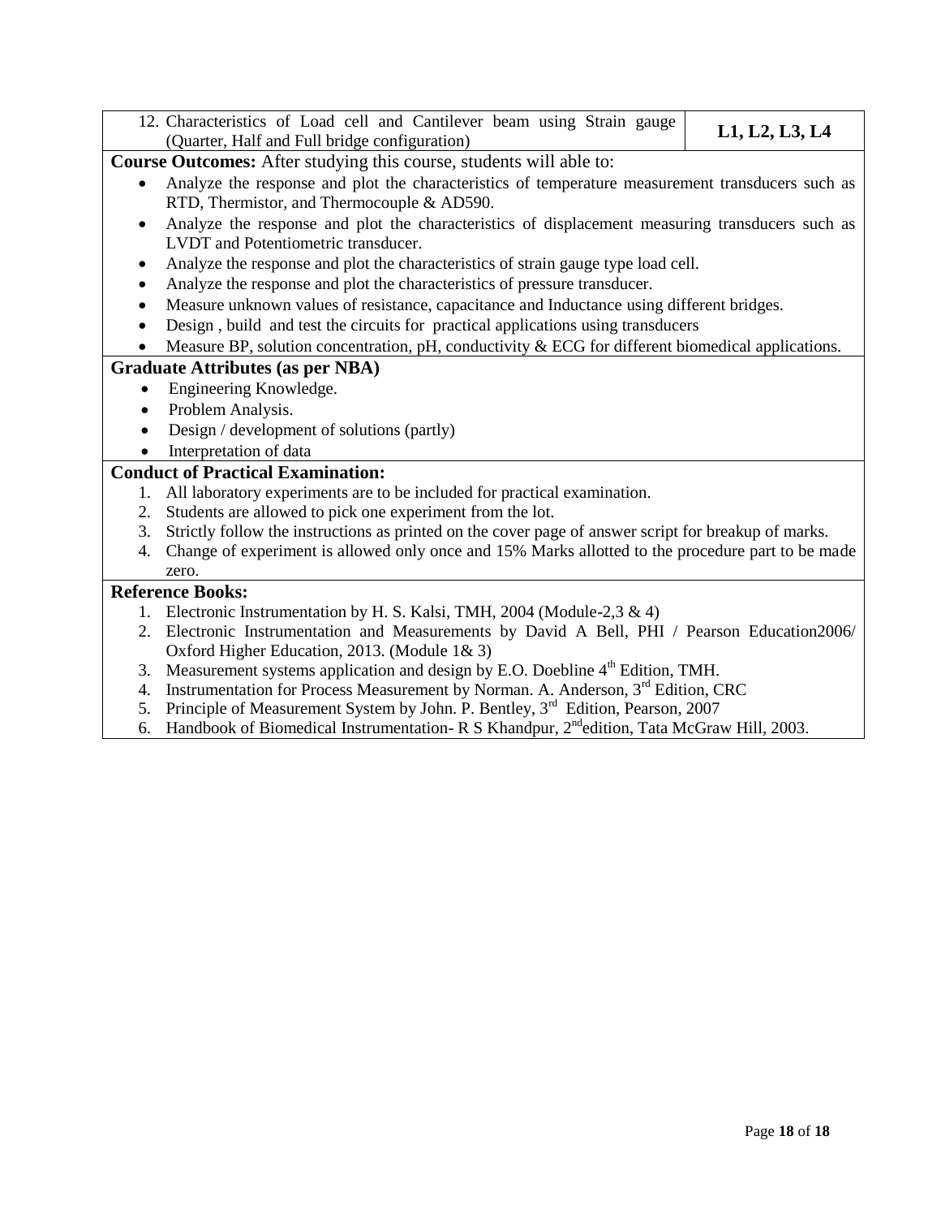| | |
|---|---|
| 12. Characteristics of Load cell and Cantilever beam using Strain gauge (Quarter, Half and Full bridge configuration) | **L1, L2, L3, L4** |

**Course Outcomes:** After studying this course, students will able to:

- Analyze the response and plot the characteristics of temperature measurement transducers such as RTD, Thermistor, and Thermocouple & AD590.
- Analyze the response and plot the characteristics of displacement measuring transducers such as LVDT and Potentiometric transducer.
- Analyze the response and plot the characteristics of strain gauge type load cell.
- Analyze the response and plot the characteristics of pressure transducer.
- Measure unknown values of resistance, capacitance and Inductance using different bridges.
- Design , build and test the circuits for practical applications using transducers
- Measure BP, solution concentration, pH, conductivity & ECG for different biomedical applications.

**Graduate Attributes (as per NBA)**

- Engineering Knowledge.
- Problem Analysis.
- Design / development of solutions (partly)
- Interpretation of data

**Conduct of Practical Examination:**

1. All laboratory experiments are to be included for practical examination.
2. Students are allowed to pick one experiment from the lot.
3. Strictly follow the instructions as printed on the cover page of answer script for breakup of marks.
4. Change of experiment is allowed only once and 15% Marks allotted to the procedure part to be made zero.

**Reference Books:**

1. Electronic Instrumentation by H. S. Kalsi, TMH, 2004 (Module-2,3 & 4)
2. Electronic Instrumentation and Measurements by David A Bell, PHI / Pearson Education2006/ Oxford Higher Education, 2013. (Module 1& 3)
3. Measurement systems application and design by E.O. Doebline 4th Edition, TMH.
4. Instrumentation for Process Measurement by Norman. A. Anderson, 3rd Edition, CRC
5. Principle of Measurement System by John. P. Bentley, 3rd Edition, Pearson, 2007
6. Handbook of Biomedical Instrumentation- R S Khandpur, 2nd edition, Tata McGraw Hill, 2003.